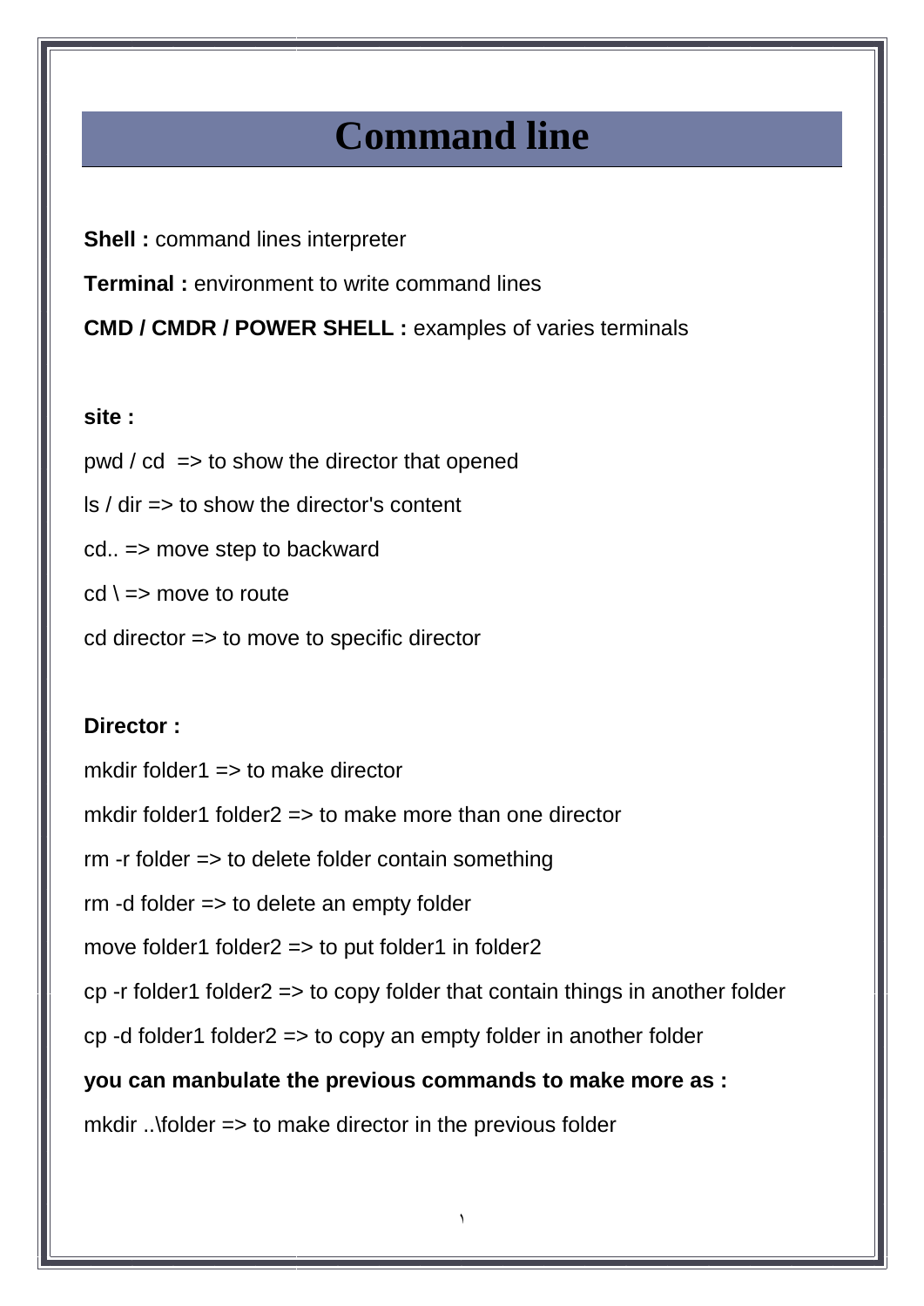# Command line

**Shell :** command lines interpreter

**Terminal :** environment to write command lines

**CMD / CMDR / POWER SHELL :** examples of varies terminals

**site :**

pwd / cd  => to show the director that opened

ls / dir => to show the director's content

cd.. => move step to backward

cd \ => move to route

cd director => to move to specific director

**Director :**

mkdir folder1 => to make director

mkdir folder1 folder2 => to make more than one director

rm -r folder => to delete folder contain something

rm -d folder => to delete an empty folder

move folder1 folder2 => to put folder1 in folder2

cp -r folder1 folder2 => to copy folder that contain things in another folder

cp -d folder1 folder2 => to copy an empty folder in another folder

**you can manbulate the previous commands to make more as :**

mkdir ..\folder => to make director in the previous folder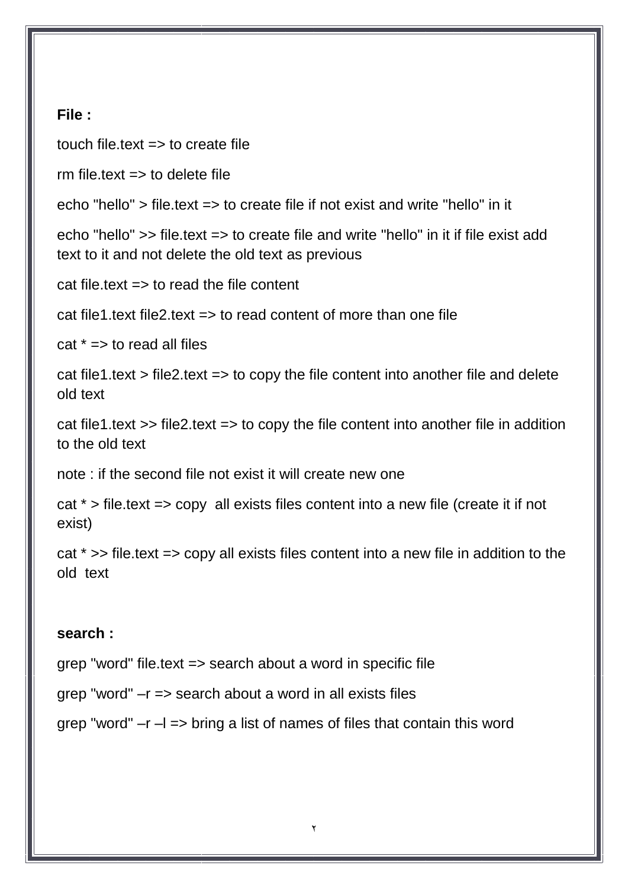**File :**

touch file.text => to create file

rm file.text => to delete file

echo "hello" > file.text => to create file if not exist and write "hello" in it

echo "hello" >> file.text => to create file and write "hello" in it if file exist add text to it and not delete the old text as previous

cat file.text => to read the file content

cat file1.text file2.text => to read content of more than one file

cat * => to read all files

cat file1.text > file2.text => to copy the file content into another file and delete old text

cat file1.text >> file2.text => to copy the file content into another file in addition to the old text

note : if the second file not exist it will create new one

cat * > file.text => copy  all exists files content into a new file (create it if not exist)

cat * >> file.text => copy all exists files content into a new file in addition to the old  text

**search :**

grep "word" file.text => search about a word in specific file

grep "word" –r => search about a word in all exists files

grep "word" –r –l => bring a list of names of files that contain this word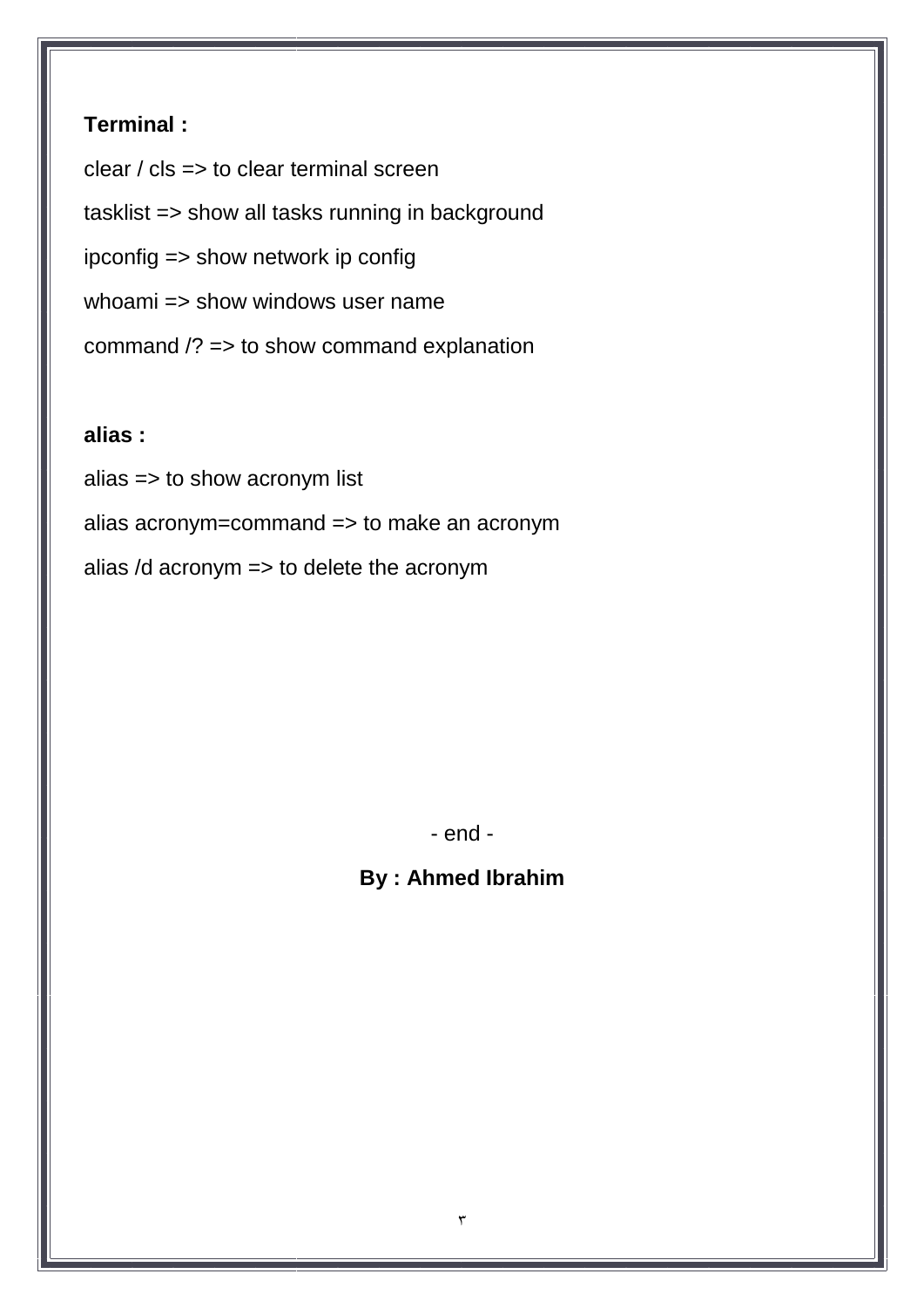**Terminal :**

clear / cls => to clear terminal screen

tasklist => show all tasks running in background

ipconfig => show network ip config

whoami => show windows user name

command /? => to show command explanation

**alias :**

alias => to show acronym list

alias acronym=command => to make an acronym

alias /d acronym => to delete the acronym

- end -

**By : Ahmed Ibrahim**